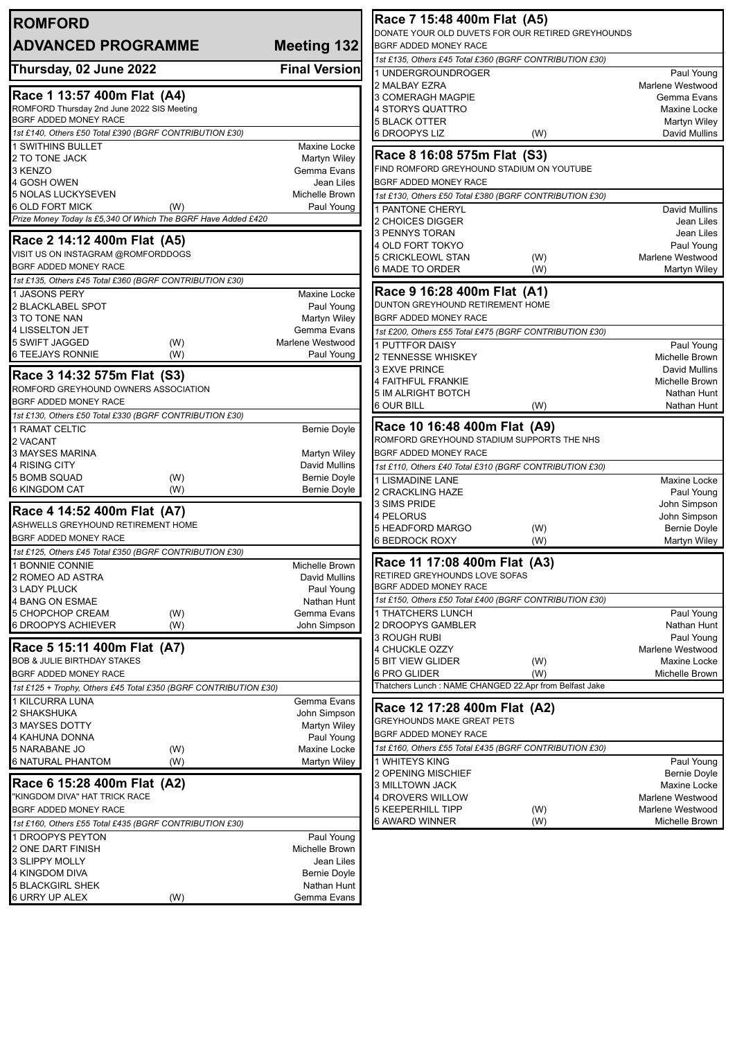# ROMFORD

## ADVANCED PROGRAMME — Meeting 132

**Thursday, 02 June 2022** — **Final Version**

### Race 1 13:57 400m Flat (A4)

ROMFORD Thursday 2nd June 2022 SIS Meeting
BGRF ADDED MONEY RACE

*1st £140, Others £50 Total £390 (BGRF CONTRIBUTION £30)*

| Trap / Greyhound | | Trainer |
|---|---|---|
| 1 SWITHINS BULLET | | Maxine Locke |
| 2 TO TONE JACK | | Martyn Wiley |
| 3 KENZO | | Gemma Evans |
| 4 GOSH OWEN | | Jean Liles |
| 5 NOLAS LUCKYSEVEN | | Michelle Brown |
| 6 OLD FORT MICK | (W) | Paul Young |

*Prize Money Today Is £5,340 Of Which The BGRF Have Added £420*

### Race 2 14:12 400m Flat (A5)

VISIT US ON INSTAGRAM @ROMFORDDOGS
BGRF ADDED MONEY RACE

*1st £135, Others £45 Total £360 (BGRF CONTRIBUTION £30)*

| Trap / Greyhound | | Trainer |
|---|---|---|
| 1 JASONS PERY | | Maxine Locke |
| 2 BLACKLABEL SPOT | | Paul Young |
| 3 TO TONE NAN | | Martyn Wiley |
| 4 LISSELTON JET | | Gemma Evans |
| 5 SWIFT JAGGED | (W) | Marlene Westwood |
| 6 TEEJAYS RONNIE | (W) | Paul Young |

### Race 3 14:32 575m Flat (S3)

ROMFORD GREYHOUND OWNERS ASSOCIATION
BGRF ADDED MONEY RACE

*1st £130, Others £50 Total £330 (BGRF CONTRIBUTION £30)*

| Trap / Greyhound | | Trainer |
|---|---|---|
| 1 RAMAT CELTIC | | Bernie Doyle |
| 2 VACANT | | |
| 3 MAYSES MARINA | | Martyn Wiley |
| 4 RISING CITY | | David Mullins |
| 5 BOMB SQUAD | (W) | Bernie Doyle |
| 6 KINGDOM CAT | (W) | Bernie Doyle |

### Race 4 14:52 400m Flat (A7)

ASHWELLS GREYHOUND RETIREMENT HOME
BGRF ADDED MONEY RACE

*1st £125, Others £45 Total £350 (BGRF CONTRIBUTION £30)*

| Trap / Greyhound | | Trainer |
|---|---|---|
| 1 BONNIE CONNIE | | Michelle Brown |
| 2 ROMEO AD ASTRA | | David Mullins |
| 3 LADY PLUCK | | Paul Young |
| 4 BANG ON ESMAE | | Nathan Hunt |
| 5 CHOPCHOP CREAM | (W) | Gemma Evans |
| 6 DROOPYS ACHIEVER | (W) | John Simpson |

### Race 5 15:11 400m Flat (A7)

BOB & JULIE BIRTHDAY STAKES
BGRF ADDED MONEY RACE

*1st £125 + Trophy, Others £45 Total £350 (BGRF CONTRIBUTION £30)*

| Trap / Greyhound | | Trainer |
|---|---|---|
| 1 KILCURRA LUNA | | Gemma Evans |
| 2 SHAKSHUKA | | John Simpson |
| 3 MAYSES DOTTY | | Martyn Wiley |
| 4 KAHUNA DONNA | | Paul Young |
| 5 NARABANE JO | (W) | Maxine Locke |
| 6 NATURAL PHANTOM | (W) | Martyn Wiley |

### Race 6 15:28 400m Flat (A2)

"KINGDOM DIVA" HAT TRICK RACE
BGRF ADDED MONEY RACE

*1st £160, Others £55 Total £435 (BGRF CONTRIBUTION £30)*

| Trap / Greyhound | | Trainer |
|---|---|---|
| 1 DROOPYS PEYTON | | Paul Young |
| 2 ONE DART FINISH | | Michelle Brown |
| 3 SLIPPY MOLLY | | Jean Liles |
| 4 KINGDOM DIVA | | Bernie Doyle |
| 5 BLACKGIRL SHEK | | Nathan Hunt |
| 6 URRY UP ALEX | (W) | Gemma Evans |

### Race 7 15:48 400m Flat (A5)

DONATE YOUR OLD DUVETS FOR OUR RETIRED GREYHOUNDS
BGRF ADDED MONEY RACE

*1st £135, Others £45 Total £360 (BGRF CONTRIBUTION £30)*

| Trap / Greyhound | | Trainer |
|---|---|---|
| 1 UNDERGROUNDROGER | | Paul Young |
| 2 MALBAY EZRA | | Marlene Westwood |
| 3 COMERAGH MAGPIE | | Gemma Evans |
| 4 STORYS QUATTRO | | Maxine Locke |
| 5 BLACK OTTER | | Martyn Wiley |
| 6 DROOPYS LIZ | (W) | David Mullins |

### Race 8 16:08 575m Flat (S3)

FIND ROMFORD GREYHOUND STADIUM ON YOUTUBE
BGRF ADDED MONEY RACE

*1st £130, Others £50 Total £380 (BGRF CONTRIBUTION £30)*

| Trap / Greyhound | | Trainer |
|---|---|---|
| 1 PANTONE CHERYL | | David Mullins |
| 2 CHOICES DIGGER | | Jean Liles |
| 3 PENNYS TORAN | | Jean Liles |
| 4 OLD FORT TOKYO | | Paul Young |
| 5 CRICKLEOWL STAN | (W) | Marlene Westwood |
| 6 MADE TO ORDER | (W) | Martyn Wiley |

### Race 9 16:28 400m Flat (A1)

DUNTON GREYHOUND RETIREMENT HOME
BGRF ADDED MONEY RACE

*1st £200, Others £55 Total £475 (BGRF CONTRIBUTION £30)*

| Trap / Greyhound | | Trainer |
|---|---|---|
| 1 PUTTFOR DAISY | | Paul Young |
| 2 TENNESSE WHISKEY | | Michelle Brown |
| 3 EXVE PRINCE | | David Mullins |
| 4 FAITHFUL FRANKIE | | Michelle Brown |
| 5 IM ALRIGHT BOTCH | | Nathan Hunt |
| 6 OUR BILL | (W) | Nathan Hunt |

### Race 10 16:48 400m Flat (A9)

ROMFORD GREYHOUND STADIUM SUPPORTS THE NHS
BGRF ADDED MONEY RACE

*1st £110, Others £40 Total £310 (BGRF CONTRIBUTION £30)*

| Trap / Greyhound | | Trainer |
|---|---|---|
| 1 LISMADINE LANE | | Maxine Locke |
| 2 CRACKLING HAZE | | Paul Young |
| 3 SIMS PRIDE | | John Simpson |
| 4 PELORUS | | John Simpson |
| 5 HEADFORD MARGO | (W) | Bernie Doyle |
| 6 BEDROCK ROXY | (W) | Martyn Wiley |

### Race 11 17:08 400m Flat (A3)

RETIRED GREYHOUNDS LOVE SOFAS
BGRF ADDED MONEY RACE

*1st £150, Others £50 Total £400 (BGRF CONTRIBUTION £30)*

| Trap / Greyhound | | Trainer |
|---|---|---|
| 1 THATCHERS LUNCH | | Paul Young |
| 2 DROOPYS GAMBLER | | Nathan Hunt |
| 3 ROUGH RUBI | | Paul Young |
| 4 CHUCKLE OZZY | | Marlene Westwood |
| 5 BIT VIEW GLIDER | (W) | Maxine Locke |
| 6 PRO GLIDER | (W) | Michelle Brown |

Thatchers Lunch : NAME CHANGED 22.Apr from Belfast Jake

### Race 12 17:28 400m Flat (A2)

GREYHOUNDS MAKE GREAT PETS
BGRF ADDED MONEY RACE

*1st £160, Others £55 Total £435 (BGRF CONTRIBUTION £30)*

| Trap / Greyhound | | Trainer |
|---|---|---|
| 1 WHITEYS KING | | Paul Young |
| 2 OPENING MISCHIEF | | Bernie Doyle |
| 3 MILLTOWN JACK | | Maxine Locke |
| 4 DROVERS WILLOW | | Marlene Westwood |
| 5 KEEPERHILL TIPP | (W) | Marlene Westwood |
| 6 AWARD WINNER | (W) | Michelle Brown |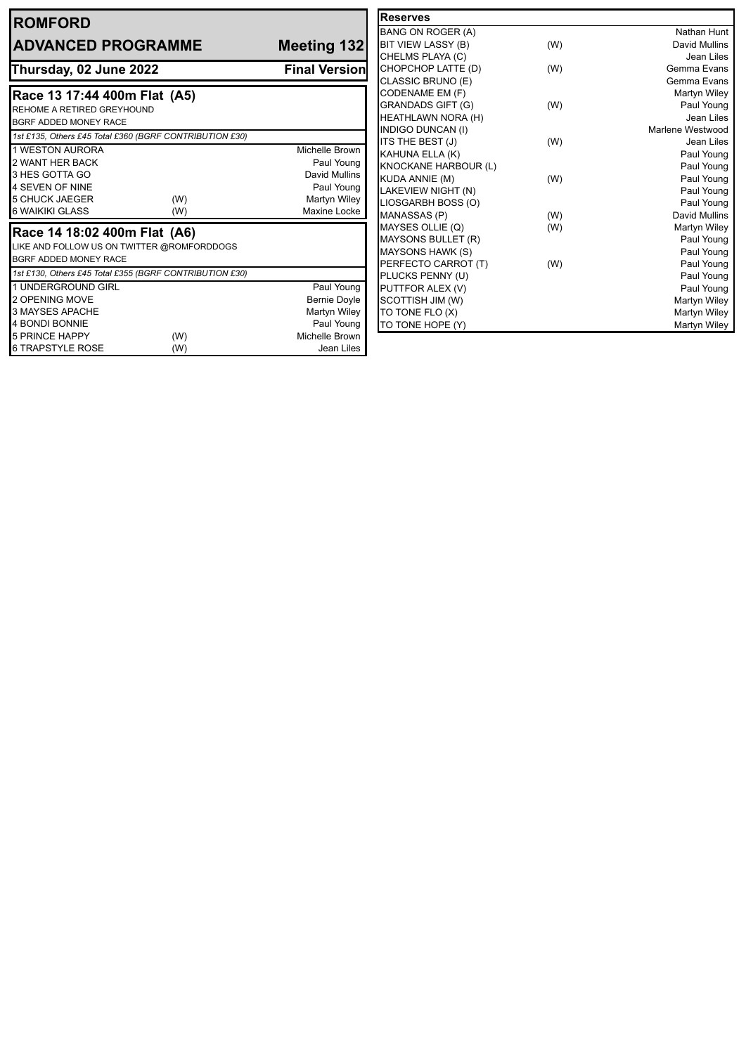# ROMFORD

## ADVANCED PROGRAMME — Meeting 132

**Thursday, 02 June 2022** — **Final Version**

### Race 13 17:44 400m Flat (A5)

REHOME A RETIRED GREYHOUND
BGRF ADDED MONEY RACE

*1st £135, Others £45 Total £360 (BGRF CONTRIBUTION £30)*

| | | |
|---|---|---|
| 1 WESTON AURORA | | Michelle Brown |
| 2 WANT HER BACK | | Paul Young |
| 3 HES GOTTA GO | | David Mullins |
| 4 SEVEN OF NINE | | Paul Young |
| 5 CHUCK JAEGER | (W) | Martyn Wiley |
| 6 WAIKIKI GLASS | (W) | Maxine Locke |

### Race 14 18:02 400m Flat (A6)

LIKE AND FOLLOW US ON TWITTER @ROMFORDDOGS
BGRF ADDED MONEY RACE

*1st £130, Others £45 Total £355 (BGRF CONTRIBUTION £30)*

| | | |
|---|---|---|
| 1 UNDERGROUND GIRL | | Paul Young |
| 2 OPENING MOVE | | Bernie Doyle |
| 3 MAYSES APACHE | | Martyn Wiley |
| 4 BONDI BONNIE | | Paul Young |
| 5 PRINCE HAPPY | (W) | Michelle Brown |
| 6 TRAPSTYLE ROSE | (W) | Jean Liles |

### Reserves

| | | |
|---|---|---|
| BANG ON ROGER (A) | | Nathan Hunt |
| BIT VIEW LASSY (B) | (W) | David Mullins |
| CHELMS PLAYA (C) | | Jean Liles |
| CHOPCHOP LATTE (D) | (W) | Gemma Evans |
| CLASSIC BRUNO (E) | | Gemma Evans |
| CODENAME EM (F) | | Martyn Wiley |
| GRANDADS GIFT (G) | (W) | Paul Young |
| HEATHLAWN NORA (H) | | Jean Liles |
| INDIGO DUNCAN (I) | | Marlene Westwood |
| ITS THE BEST (J) | (W) | Jean Liles |
| KAHUNA ELLA (K) | | Paul Young |
| KNOCKANE HARBOUR (L) | | Paul Young |
| KUDA ANNIE (M) | (W) | Paul Young |
| LAKEVIEW NIGHT (N) | | Paul Young |
| LIOSGARBH BOSS (O) | | Paul Young |
| MANASSAS (P) | (W) | David Mullins |
| MAYSES OLLIE (Q) | (W) | Martyn Wiley |
| MAYSONS BULLET (R) | | Paul Young |
| MAYSONS HAWK (S) | | Paul Young |
| PERFECTO CARROT (T) | (W) | Paul Young |
| PLUCKS PENNY (U) | | Paul Young |
| PUTTFOR ALEX (V) | | Paul Young |
| SCOTTISH JIM (W) | | Martyn Wiley |
| TO TONE FLO (X) | | Martyn Wiley |
| TO TONE HOPE (Y) | | Martyn Wiley |